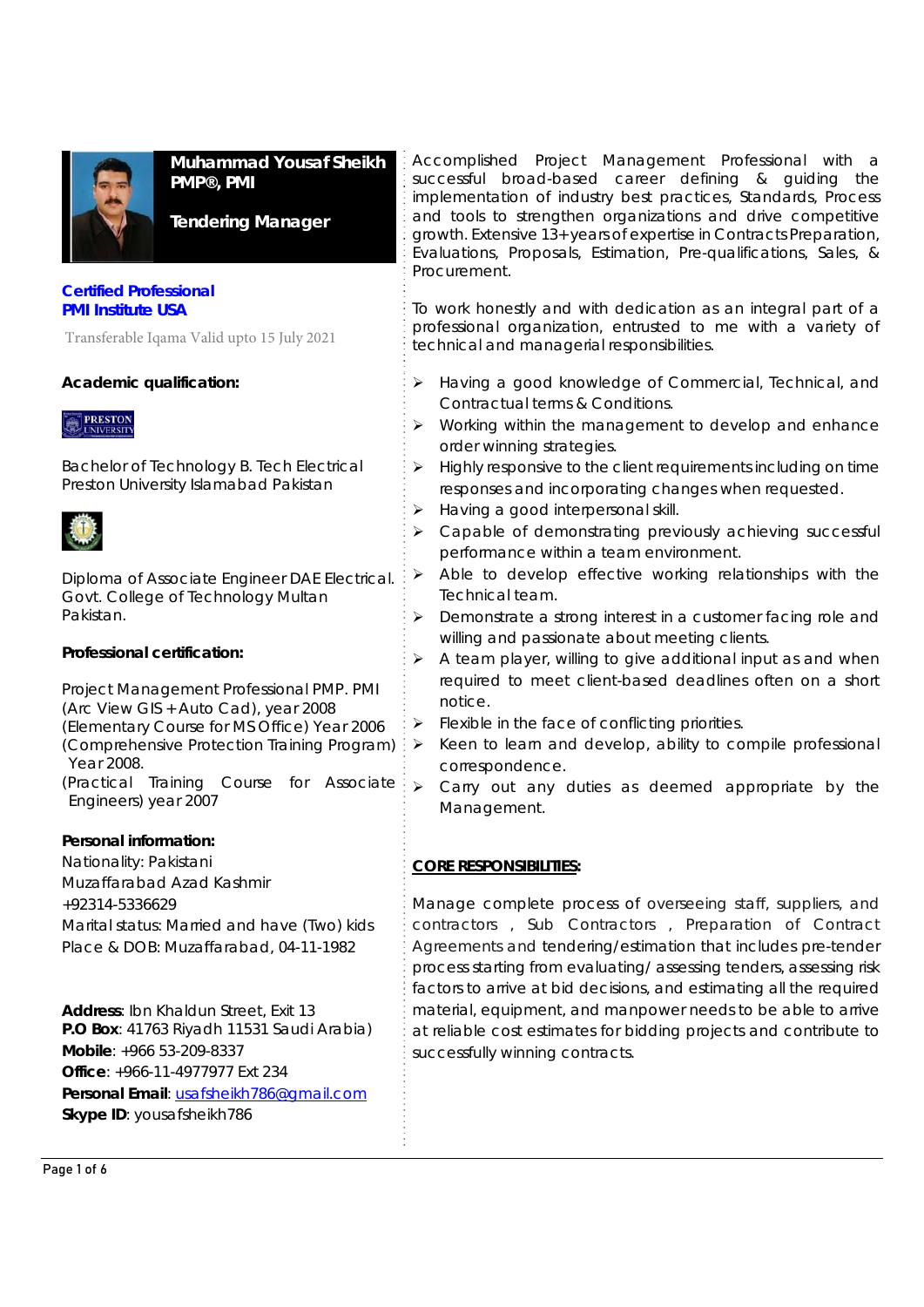# Muhammad Yousaf Sheikh
**PMP®, PMI**

**Tendering Manager**

**Certified Professional**
**PMI Institute USA**

Transferable Iqama Valid upto 15 July 2021

### Academic qualification:

Bachelor of Technology B. Tech Electrical
Preston University Islamabad Pakistan

Diploma of Associate Engineer DAE Electrical.
Govt. College of Technology Multan
Pakistan.

### Professional certification:

Project Management Professional PMP. PMI
(Arc View GIS + Auto Cad), year 2008
(Elementary Course for MS Office) Year 2006
(Comprehensive Protection Training Program) Year 2008.
(Practical Training Course for Associate Engineers) year 2007

### Personal information:

Nationality: Pakistani
Muzaffarabad Azad Kashmir
+92314-5336629
Marital status: Married and have (Two) kids
Place & DOB: Muzaffarabad, 04-11-1982

**Address**: Ibn Khaldun Street, Exit 13
**P.O Box**: 41763 Riyadh 11531 Saudi Arabia)
**Mobile**: +966 53-209-8337
**Office**: +966-11-4977977 Ext 234
**Personal Email**: usafsheikh786@gmail.com
**Skype ID**: yousafsheikh786

Accomplished Project Management Professional with a successful broad-based career defining & guiding the implementation of industry best practices, Standards, Process and tools to strengthen organizations and drive competitive growth. Extensive 13+ years of expertise in Contracts Preparation, Evaluations, Proposals, Estimation, Pre-qualifications, Sales, & Procurement.

To work honestly and with dedication as an integral part of a professional organization, entrusted to me with a variety of technical and managerial responsibilities.

- Having a good knowledge of Commercial, Technical, and Contractual terms & Conditions.
- Working within the management to develop and enhance order winning strategies.
- Highly responsive to the client requirements including on time responses and incorporating changes when requested.
- Having a good interpersonal skill.
- Capable of demonstrating previously achieving successful performance within a team environment.
- Able to develop effective working relationships with the Technical team.
- Demonstrate a strong interest in a customer facing role and willing and passionate about meeting clients.
- A team player, willing to give additional input as and when required to meet client-based deadlines often on a short notice.
- Flexible in the face of conflicting priorities.
- Keen to learn and develop, ability to compile professional correspondence.
- Carry out any duties as deemed appropriate by the Management.

### CORE RESPONSIBILITIES:

Manage complete process of overseeing staff, suppliers, and contractors , Sub Contractors , Preparation of Contract Agreements and tendering/estimation that includes pre-tender process starting from evaluating/ assessing tenders, assessing risk factors to arrive at bid decisions, and estimating all the required material, equipment, and manpower needs to be able to arrive at reliable cost estimates for bidding projects and contribute to successfully winning contracts.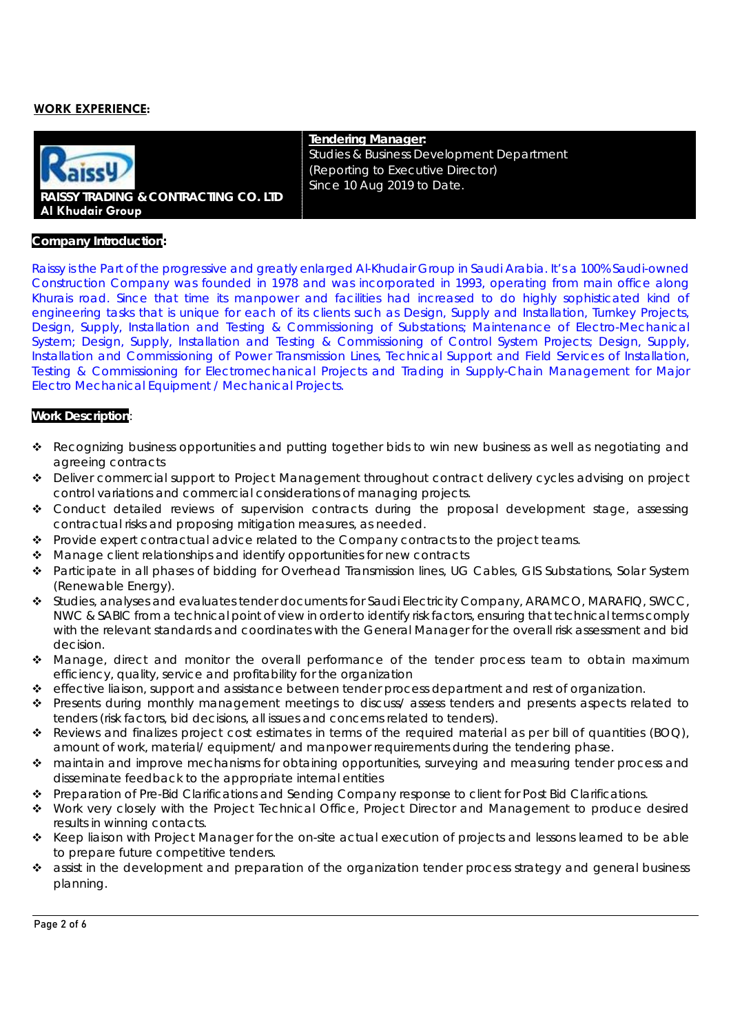## WORK EXPERIENCE:

| RAISSY TRADING & CONTRACTING CO. LTD<br>Al Khudair Group | **Tendering Manager:**<br>Studies & Business Development Department<br>(Reporting to Executive Director)<br>Since 10 Aug 2019 to Date. |
|---|---|

**Company Introduction:**

Raissy is the Part of the progressive and greatly enlarged Al-Khudair Group in Saudi Arabia. It's a 100% Saudi-owned Construction Company was founded in 1978 and was incorporated in 1993, operating from main office along Khurais road. Since that time its manpower and facilities had increased to do highly sophisticated kind of engineering tasks that is unique for each of its clients such as Design, Supply and Installation, Turnkey Projects, Design, Supply, Installation and Testing & Commissioning of Substations; Maintenance of Electro-Mechanical System; Design, Supply, Installation and Testing & Commissioning of Control System Projects; Design, Supply, Installation and Commissioning of Power Transmission Lines, Technical Support and Field Services of Installation, Testing & Commissioning for Electromechanical Projects and Trading in Supply-Chain Management for Major Electro Mechanical Equipment / Mechanical Projects.

**Work Description:**

- Recognizing business opportunities and putting together bids to win new business as well as negotiating and agreeing contracts
- Deliver commercial support to Project Management throughout contract delivery cycles advising on project control variations and commercial considerations of managing projects.
- Conduct detailed reviews of supervision contracts during the proposal development stage, assessing contractual risks and proposing mitigation measures, as needed.
- Provide expert contractual advice related to the Company contracts to the project teams.
- Manage client relationships and identify opportunities for new contracts
- Participate in all phases of bidding for Overhead Transmission lines, UG Cables, GIS Substations, Solar System (Renewable Energy).
- Studies, analyses and evaluates tender documents for Saudi Electricity Company, ARAMCO, MARAFIQ, SWCC, NWC & SABIC from a technical point of view in order to identify risk factors, ensuring that technical terms comply with the relevant standards and coordinates with the General Manager for the overall risk assessment and bid decision.
- Manage, direct and monitor the overall performance of the tender process team to obtain maximum efficiency, quality, service and profitability for the organization
- effective liaison, support and assistance between tender process department and rest of organization.
- Presents during monthly management meetings to discuss/ assess tenders and presents aspects related to tenders (risk factors, bid decisions, all issues and concerns related to tenders).
- Reviews and finalizes project cost estimates in terms of the required material as per bill of quantities (BOQ), amount of work, material/ equipment/ and manpower requirements during the tendering phase.
- maintain and improve mechanisms for obtaining opportunities, surveying and measuring tender process and disseminate feedback to the appropriate internal entities
- Preparation of Pre-Bid Clarifications and Sending Company response to client for Post Bid Clarifications.
- Work very closely with the Project Technical Office, Project Director and Management to produce desired results in winning contacts.
- Keep liaison with Project Manager for the on-site actual execution of projects and lessons learned to be able to prepare future competitive tenders.
- assist in the development and preparation of the organization tender process strategy and general business planning.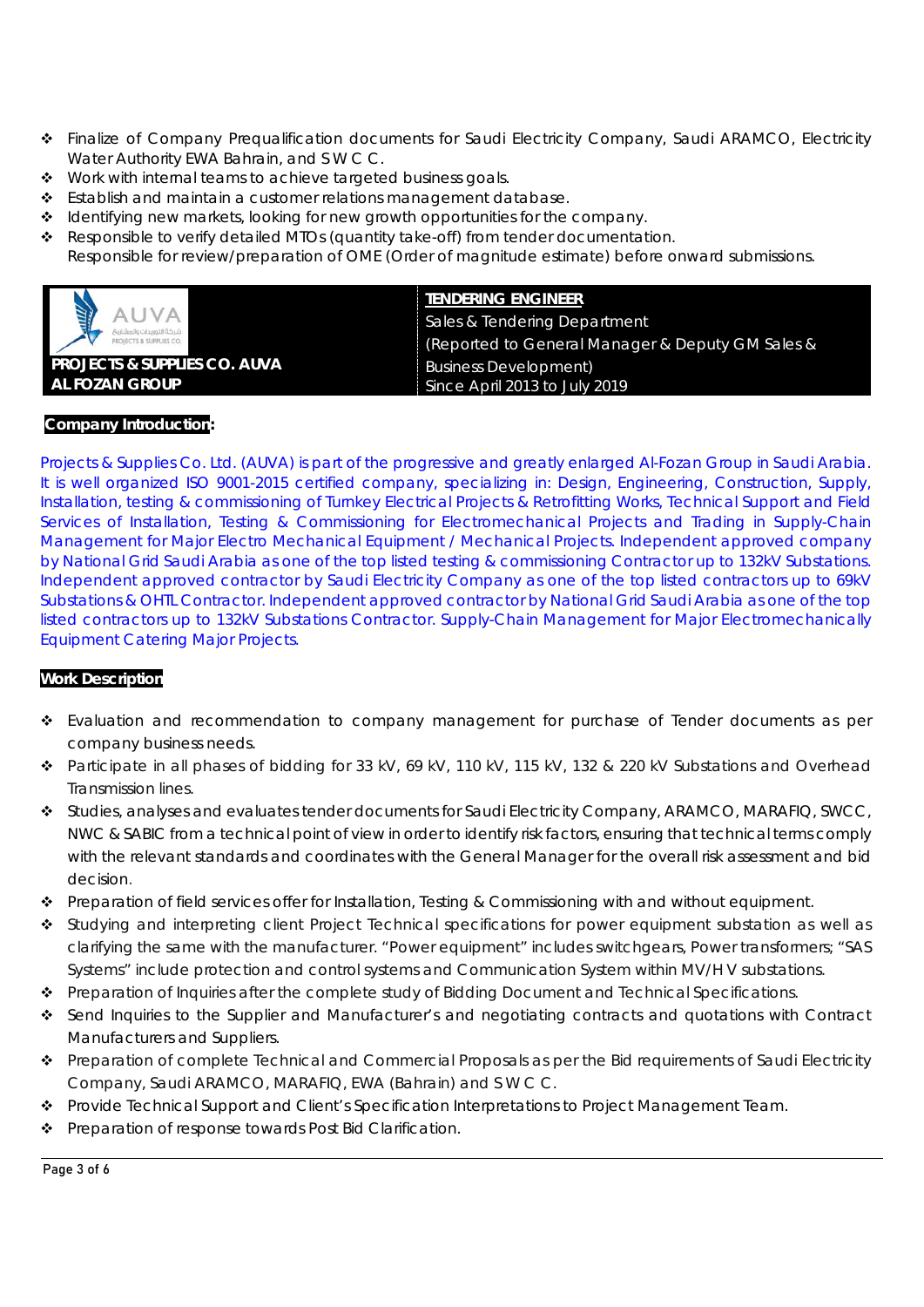- Finalize of Company Prequalification documents for Saudi Electricity Company, Saudi ARAMCO, Electricity Water Authority EWA Bahrain, and S W C C.
- Work with internal teams to achieve targeted business goals.
- Establish and maintain a customer relations management database.
- Identifying new markets, looking for new growth opportunities for the company.
- Responsible to verify detailed MTOs (quantity take-off) from tender documentation.
  Responsible for review/preparation of OME (Order of magnitude estimate) before onward submissions.

| **PROJECTS & SUPPLIES CO. AUVA**<br>**AL FOZAN GROUP** | **TENDERING ENGINEER**<br>Sales & Tendering Department<br>(Reported to General Manager & Deputy GM Sales & Business Development)<br>Since April 2013 to July 2019 |
| --- | --- |

**Company Introduction:**

Projects & Supplies Co. Ltd. (AUVA) is part of the progressive and greatly enlarged Al-Fozan Group in Saudi Arabia. It is well organized ISO 9001-2015 certified company, specializing in: Design, Engineering, Construction, Supply, Installation, testing & commissioning of Turnkey Electrical Projects & Retrofitting Works, Technical Support and Field Services of Installation, Testing & Commissioning for Electromechanical Projects and Trading in Supply-Chain Management for Major Electro Mechanical Equipment / Mechanical Projects. Independent approved company by National Grid Saudi Arabia as one of the top listed testing & commissioning Contractor up to 132kV Substations. Independent approved contractor by Saudi Electricity Company as one of the top listed contractors up to 69kV Substations & OHTL Contractor. Independent approved contractor by National Grid Saudi Arabia as one of the top listed contractors up to 132kV Substations Contractor. Supply-Chain Management for Major Electromechanically Equipment Catering Major Projects.

**Work Description**

- Evaluation and recommendation to company management for purchase of Tender documents as per company business needs.
- Participate in all phases of bidding for 33 kV, 69 kV, 110 kV, 115 kV, 132 & 220 kV Substations and Overhead Transmission lines.
- Studies, analyses and evaluates tender documents for Saudi Electricity Company, ARAMCO, MARAFIQ, SWCC, NWC & SABIC from a technical point of view in order to identify risk factors, ensuring that technical terms comply with the relevant standards and coordinates with the General Manager for the overall risk assessment and bid decision.
- Preparation of field services offer for Installation, Testing & Commissioning with and without equipment.
- Studying and interpreting client Project Technical specifications for power equipment substation as well as clarifying the same with the manufacturer. "Power equipment" includes switchgears, Power transformers; "SAS Systems" include protection and control systems and Communication System within MV/H V substations.
- Preparation of Inquiries after the complete study of Bidding Document and Technical Specifications.
- Send Inquiries to the Supplier and Manufacturer's and negotiating contracts and quotations with Contract Manufacturers and Suppliers.
- Preparation of complete Technical and Commercial Proposals as per the Bid requirements of Saudi Electricity Company, Saudi ARAMCO, MARAFIQ, EWA (Bahrain) and S W C C.
- Provide Technical Support and Client's Specification Interpretations to Project Management Team.
- Preparation of response towards Post Bid Clarification.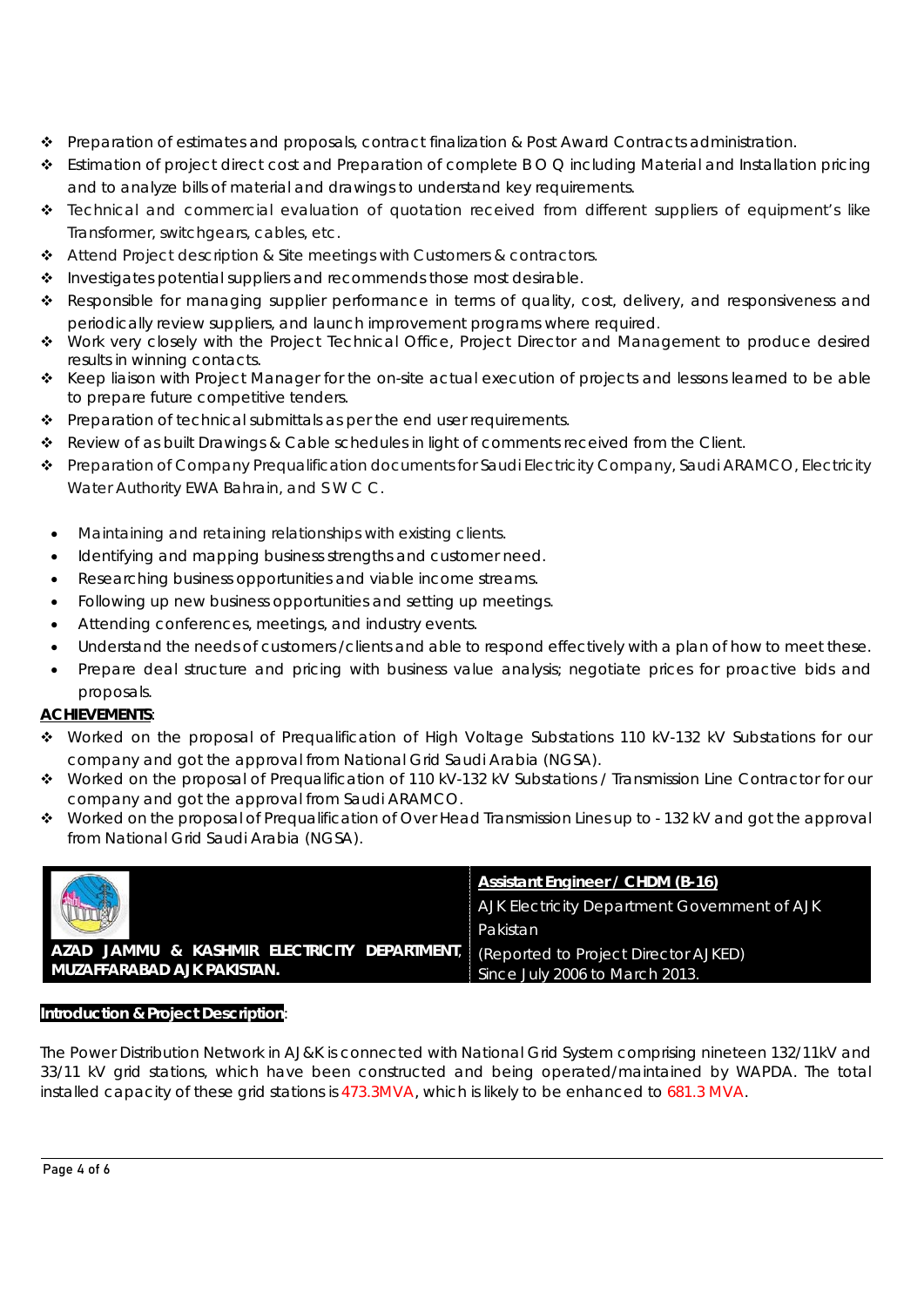- Preparation of estimates and proposals, contract finalization & Post Award Contracts administration.
- Estimation of project direct cost and Preparation of complete B O Q including Material and Installation pricing and to analyze bills of material and drawings to understand key requirements.
- Technical and commercial evaluation of quotation received from different suppliers of equipment's like Transformer, switchgears, cables, etc.
- Attend Project description & Site meetings with Customers & contractors.
- Investigates potential suppliers and recommends those most desirable.
- Responsible for managing supplier performance in terms of quality, cost, delivery, and responsiveness and periodically review suppliers, and launch improvement programs where required.
- Work very closely with the Project Technical Office, Project Director and Management to produce desired results in winning contacts.
- Keep liaison with Project Manager for the on-site actual execution of projects and lessons learned to be able to prepare future competitive tenders.
- Preparation of technical submittals as per the end user requirements.
- Review of as built Drawings & Cable schedules in light of comments received from the Client.
- Preparation of Company Prequalification documents for Saudi Electricity Company, Saudi ARAMCO, Electricity Water Authority EWA Bahrain, and S W C C.

- Maintaining and retaining relationships with existing clients.
- Identifying and mapping business strengths and customer need.
- Researching business opportunities and viable income streams.
- Following up new business opportunities and setting up meetings.
- Attending conferences, meetings, and industry events.
- Understand the needs of customers /clients and able to respond effectively with a plan of how to meet these.
- Prepare deal structure and pricing with business value analysis; negotiate prices for proactive bids and proposals.

**ACHIEVEMENTS**:

- Worked on the proposal of Prequalification of High Voltage Substations 110 kV-132 kV Substations for our company and got the approval from National Grid Saudi Arabia (NGSA).
- Worked on the proposal of Prequalification of 110 kV-132 kV Substations / Transmission Line Contractor for our company and got the approval from Saudi ARAMCO.
- Worked on the proposal of Prequalification of Over Head Transmission Lines up to - 132 kV and got the approval from National Grid Saudi Arabia (NGSA).

| **AZAD JAMMU & KASHMIR ELECTRICITY DEPARTMENT, MUZAFFARABAD AJK PAKISTAN.** | **Assistant Engineer / CHDM (B-16)**<br>AJK Electricity Department Government of AJK Pakistan<br>(Reported to Project Director AJKED)<br>Since July 2006 to March 2013. |
|---|---|

**Introduction & Project Description**:

The Power Distribution Network in AJ&K is connected with National Grid System comprising nineteen 132/11kV and 33/11 kV grid stations, which have been constructed and being operated/maintained by WAPDA. The total installed capacity of these grid stations is 473.3MVA, which is likely to be enhanced to 681.3 MVA.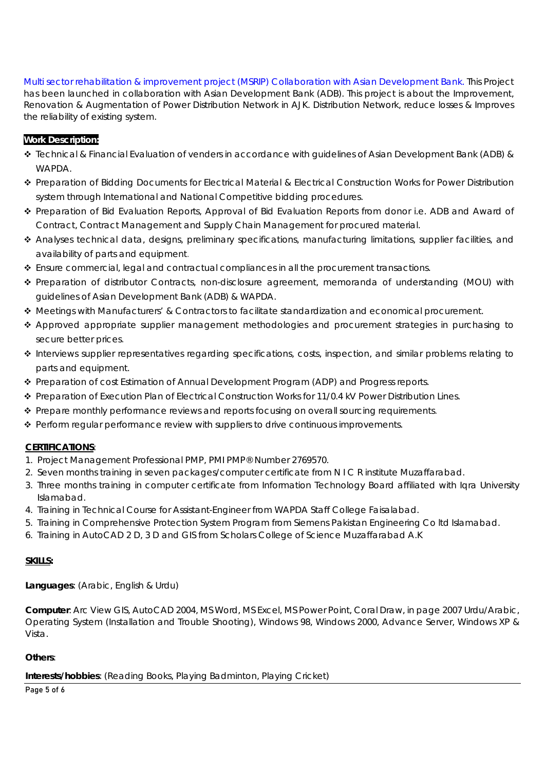Multi sector rehabilitation & improvement project (MSRIP) Collaboration with Asian Development Bank. This Project has been launched in collaboration with Asian Development Bank (ADB). This project is about the Improvement, Renovation & Augmentation of Power Distribution Network in AJK. Distribution Network, reduce losses & Improves the reliability of existing system.

**Work Description:**

- Technical & Financial Evaluation of venders in accordance with guidelines of Asian Development Bank (ADB) & WAPDA.
- Preparation of Bidding Documents for Electrical Material & Electrical Construction Works for Power Distribution system through International and National Competitive bidding procedures.
- Preparation of Bid Evaluation Reports, Approval of Bid Evaluation Reports from donor i.e. ADB and Award of Contract, Contract Management and Supply Chain Management for procured material.
- Analyses technical data, designs, preliminary specifications, manufacturing limitations, supplier facilities, and availability of parts and equipment.
- Ensure commercial, legal and contractual compliances in all the procurement transactions.
- Preparation of distributor Contracts, non-disclosure agreement, memoranda of understanding (MOU) with guidelines of Asian Development Bank (ADB) & WAPDA.
- Meetings with Manufacturers' & Contractors to facilitate standardization and economical procurement.
- Approved appropriate supplier management methodologies and procurement strategies in purchasing to secure better prices.
- Interviews supplier representatives regarding specifications, costs, inspection, and similar problems relating to parts and equipment.
- Preparation of cost Estimation of Annual Development Program (ADP) and Progress reports.
- Preparation of Execution Plan of Electrical Construction Works for 11/0.4 kV Power Distribution Lines.
- Prepare monthly performance reviews and reports focusing on overall sourcing requirements.
- Perform regular performance review with suppliers to drive continuous improvements.

**CERTIFICATIONS**:

1. Project Management Professional PMP, PMI PMP® Number 2769570.
2. Seven months training in seven packages/computer certificate from N I C R institute Muzaffarabad.
3. Three months training in computer certificate from Information Technology Board affiliated with Iqra University Islamabad.
4. Training in Technical Course for Assistant-Engineer from WAPDA Staff College Faisalabad.
5. Training in Comprehensive Protection System Program from Siemens Pakistan Engineering Co ltd Islamabad.
6. Training in AutoCAD 2 D, 3 D and GIS from Scholars College of Science Muzaffarabad A.K

**SKILLS:**

**Languages**: (Arabic, English & Urdu)

**Computer**: Arc View GIS, AutoCAD 2004, MS Word, MS Excel, MS Power Point, Coral Draw, in page 2007 Urdu/Arabic, Operating System (Installation and Trouble Shooting), Windows 98, Windows 2000, Advance Server, Windows XP & Vista.

**Others**:

**Interests/hobbies**: (Reading Books, Playing Badminton, Playing Cricket)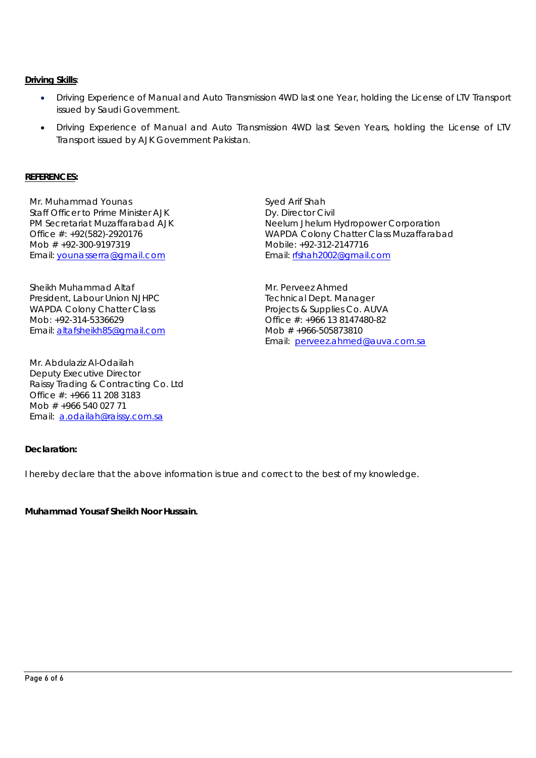**Driving Skills**:

- Driving Experience of Manual and Auto Transmission 4WD last one Year, holding the License of LTV Transport issued by Saudi Government.
- Driving Experience of Manual and Auto Transmission 4WD last Seven Years, holding the License of LTV Transport issued by AJK Government Pakistan.

**REFERENCES:**

Mr. Muhammad Younas
Staff Officer to Prime Minister AJK
PM Secretariat Muzaffarabad AJK
Office #: +92(582)-2920176
Mob # +92-300-9197319
Email: younasserra@gmail.com

Syed Arif Shah
Dy. Director Civil
Neelum Jhelum Hydropower Corporation
WAPDA Colony Chatter Class Muzaffarabad
Mobile: +92-312-2147716
Email: rfshah2002@gmail.com

Sheikh Muhammad Altaf
President, Labour Union NJHPC
WAPDA Colony Chatter Class
Mob: +92-314-5336629
Email: altafsheikh85@gmail.com

Mr. Perveez Ahmed
Technical Dept. Manager
Projects & Supplies Co. AUVA
Office #: +966 13 8147480-82
Mob # +966-505873810
Email: perveez.ahmed@auva.com.sa

Mr. Abdulaziz Al-Odailah
Deputy Executive Director
Raissy Trading & Contracting Co. Ltd
Office #: +966 11 208 3183
Mob # +966 540 027 71
Email: a.odailah@raissy.com.sa

**Declaration:**

I hereby declare that the above information is true and correct to the best of my knowledge.

**Muhammad Yousaf Sheikh Noor Hussain.**